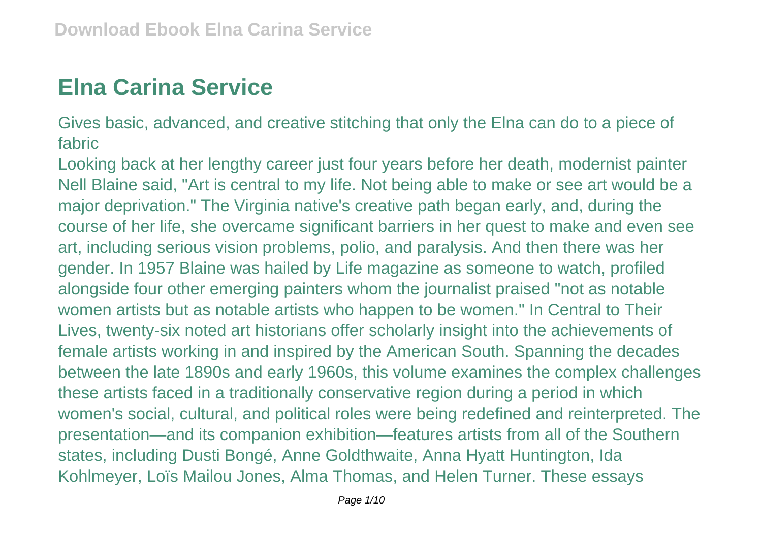# Elna Carina Service

Gives basic, advanced, and creative stitching that only the Elna can do to a piece of fabric

Looking back at her lengthy career just four years before her death, modernist painter Nell Blaine said, "Art is central to my life. Not being able to make or see art would be a major deprivation." The Virginia native's creative path began early, and, during the course of her life, she overcame significant barriers in her quest to make and even see art, including serious vision problems, polio, and paralysis. And then there was her gender. In 1957 Blaine was hailed by Life magazine as someone to watch, profiled alongside four other emerging painters whom the journalist praised "not as notable women artists but as notable artists who happen to be women." In Central to Their Lives, twenty-six noted art historians offer scholarly insight into the achievements of female artists working in and inspired by the American South. Spanning the decades between the late 1890s and early 1960s, this volume examines the complex challenges these artists faced in a traditionally conservative region during a period in which women's social, cultural, and political roles were being redefined and reinterpreted. The presentation—and its companion exhibition—features artists from all of the Southern states, including Dusti Bongé, Anne Goldthwaite, Anna Hyatt Huntington, Ida Kohlmeyer, Loïs Mailou Jones, Alma Thomas, and Helen Turner. These essays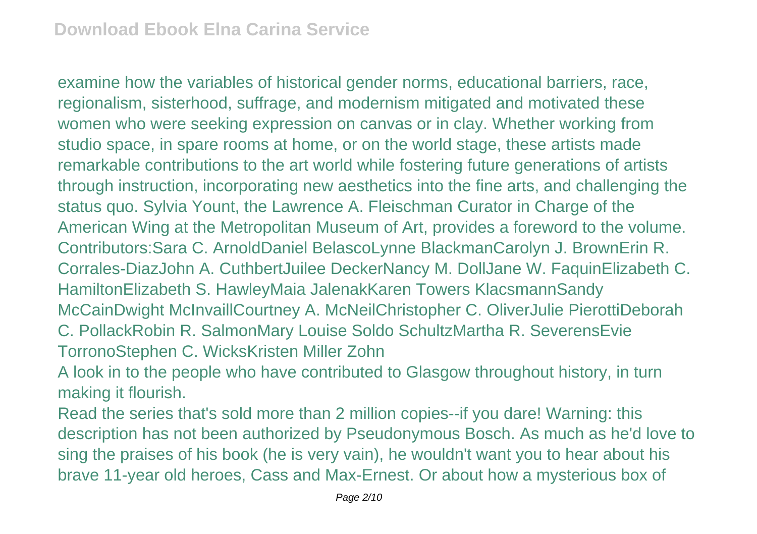examine how the variables of historical gender norms, educational barriers, race, regionalism, sisterhood, suffrage, and modernism mitigated and motivated these women who were seeking expression on canvas or in clay. Whether working from studio space, in spare rooms at home, or on the world stage, these artists made remarkable contributions to the art world while fostering future generations of artists through instruction, incorporating new aesthetics into the fine arts, and challenging the status quo. Sylvia Yount, the Lawrence A. Fleischman Curator in Charge of the American Wing at the Metropolitan Museum of Art, provides a foreword to the volume. Contributors:Sara C. ArnoldDaniel BelascoLynne BlackmanCarolyn J. BrownErin R. Corrales-DiazJohn A. CuthbertJuilee DeckerNancy M. DollJane W. FaquinElizabeth C. HamiltonElizabeth S. HawleyMaia JalenakKaren Towers KlacsmannSandy McCainDwight McInvaillCourtney A. McNeilChristopher C. OliverJulie PierottiDeborah C. PollackRobin R. SalmonMary Louise Soldo SchultzMartha R. SeverensEvie TorronoStephen C. WicksKristen Miller Zohn

A look in to the people who have contributed to Glasgow throughout history, in turn making it flourish.

Read the series that's sold more than 2 million copies--if you dare! Warning: this description has not been authorized by Pseudonymous Bosch. As much as he'd love to sing the praises of his book (he is very vain), he wouldn't want you to hear about his brave 11-year old heroes, Cass and Max-Ernest. Or about how a mysterious box of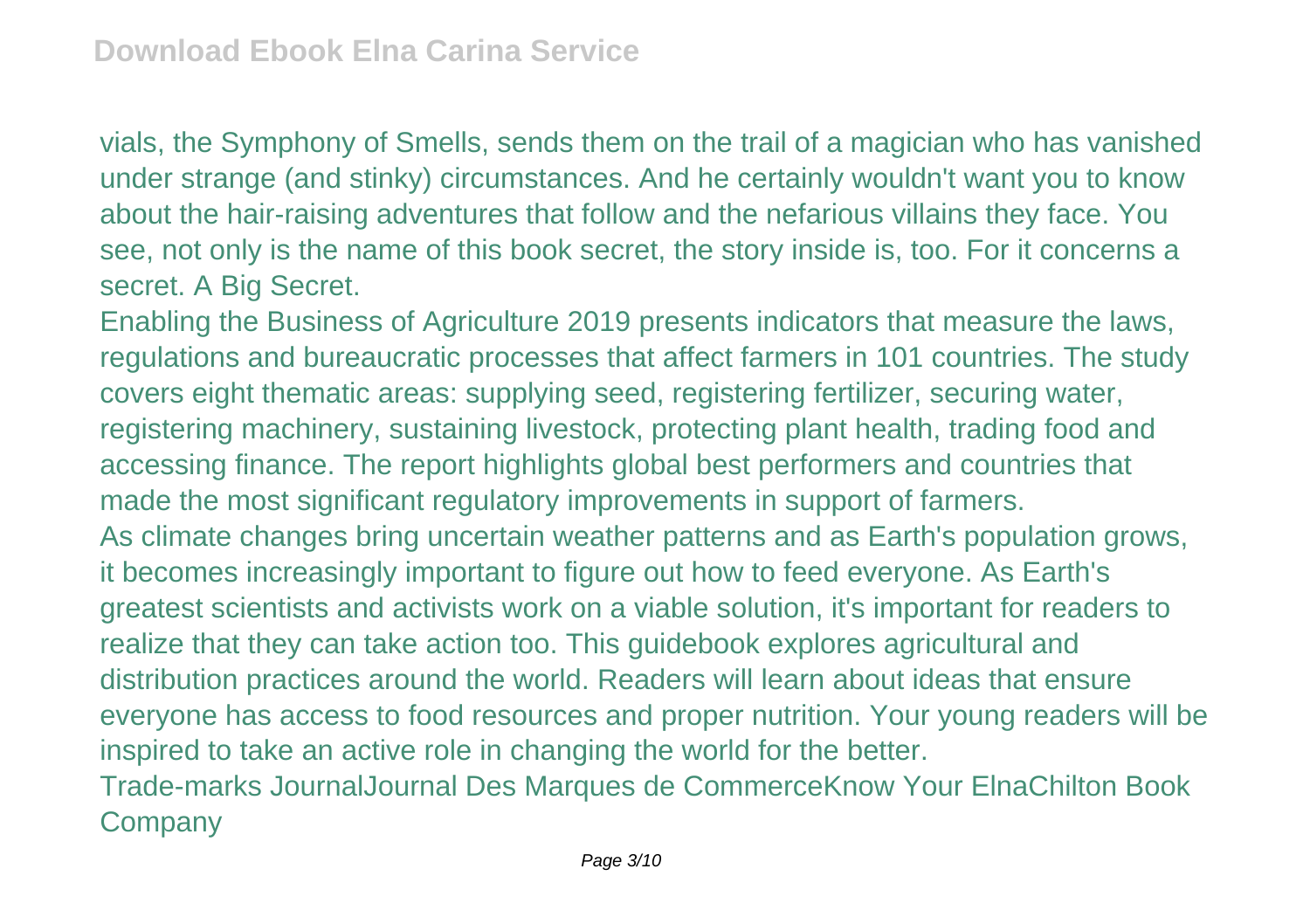vials, the Symphony of Smells, sends them on the trail of a magician who has vanished under strange (and stinky) circumstances. And he certainly wouldn't want you to know about the hair-raising adventures that follow and the nefarious villains they face. You see, not only is the name of this book secret, the story inside is, too. For it concerns a secret. A Big Secret.

Enabling the Business of Agriculture 2019 presents indicators that measure the laws, regulations and bureaucratic processes that affect farmers in 101 countries. The study covers eight thematic areas: supplying seed, registering fertilizer, securing water, registering machinery, sustaining livestock, protecting plant health, trading food and accessing finance. The report highlights global best performers and countries that made the most significant regulatory improvements in support of farmers.

As climate changes bring uncertain weather patterns and as Earth's population grows, it becomes increasingly important to figure out how to feed everyone. As Earth's greatest scientists and activists work on a viable solution, it's important for readers to realize that they can take action too. This guidebook explores agricultural and distribution practices around the world. Readers will learn about ideas that ensure everyone has access to food resources and proper nutrition. Your young readers will be inspired to take an active role in changing the world for the better.

Trade-marks JournalJournal Des Marques de CommerceKnow Your ElnaChilton Book Company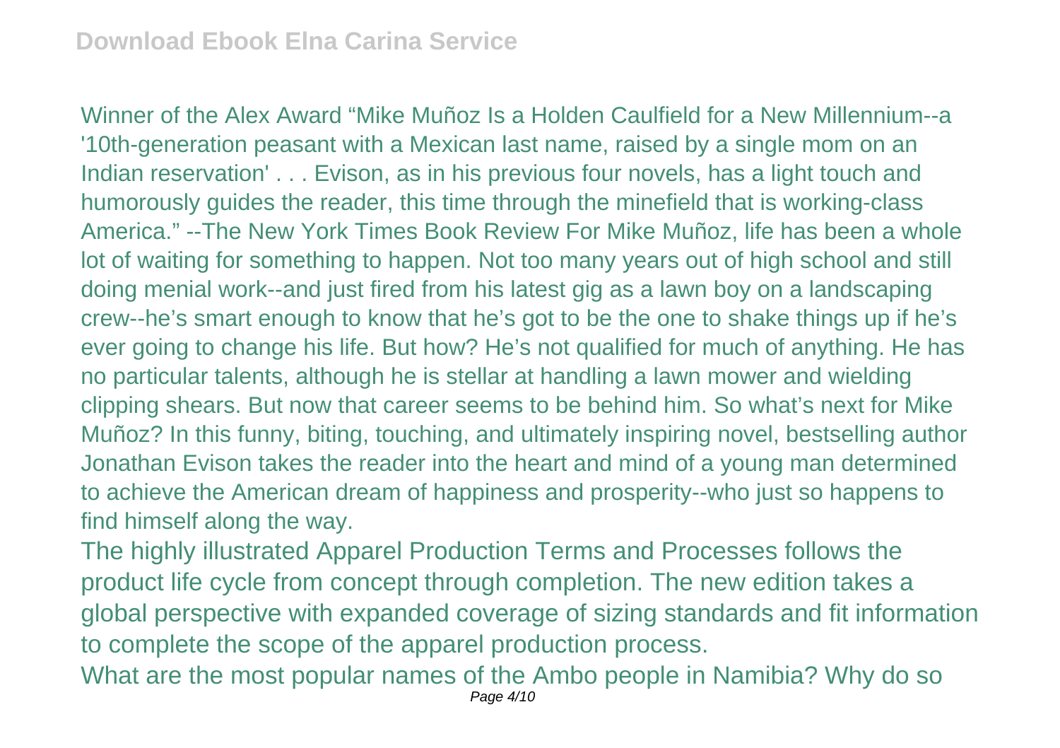Winner of the Alex Award “Mike Muñoz Is a Holden Caulfield for a New Millennium--a '10th-generation peasant with a Mexican last name, raised by a single mom on an Indian reservation' . . . Evison, as in his previous four novels, has a light touch and humorously guides the reader, this time through the minefield that is working-class America.” --The New York Times Book Review For Mike Muñoz, life has been a whole lot of waiting for something to happen. Not too many years out of high school and still doing menial work--and just fired from his latest gig as a lawn boy on a landscaping crew--he’s smart enough to know that he’s got to be the one to shake things up if he’s ever going to change his life. But how? He’s not qualified for much of anything. He has no particular talents, although he is stellar at handling a lawn mower and wielding clipping shears. But now that career seems to be behind him. So what’s next for Mike Muñoz? In this funny, biting, touching, and ultimately inspiring novel, bestselling author Jonathan Evison takes the reader into the heart and mind of a young man determined to achieve the American dream of happiness and prosperity--who just so happens to find himself along the way.

The highly illustrated Apparel Production Terms and Processes follows the product life cycle from concept through completion. The new edition takes a global perspective with expanded coverage of sizing standards and fit information to complete the scope of the apparel production process.

What are the most popular names of the Ambo people in Namibia? Why do so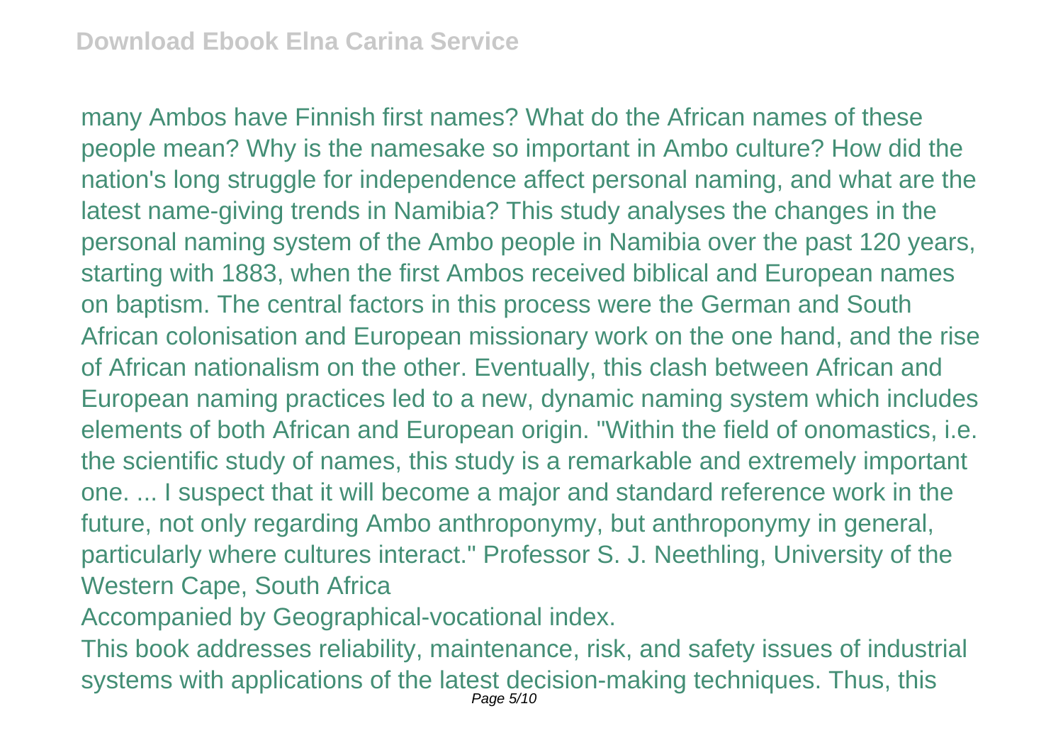many Ambos have Finnish first names? What do the African names of these people mean? Why is the namesake so important in Ambo culture? How did the nation's long struggle for independence affect personal naming, and what are the latest name-giving trends in Namibia? This study analyses the changes in the personal naming system of the Ambo people in Namibia over the past 120 years, starting with 1883, when the first Ambos received biblical and European names on baptism. The central factors in this process were the German and South African colonisation and European missionary work on the one hand, and the rise of African nationalism on the other. Eventually, this clash between African and European naming practices led to a new, dynamic naming system which includes elements of both African and European origin. "Within the field of onomastics, i.e. the scientific study of names, this study is a remarkable and extremely important one. ... I suspect that it will become a major and standard reference work in the future, not only regarding Ambo anthroponymy, but anthroponymy in general, particularly where cultures interact." Professor S. J. Neethling, University of the Western Cape, South Africa

Accompanied by Geographical-vocational index.

This book addresses reliability, maintenance, risk, and safety issues of industrial systems with applications of the latest decision-making techniques. Thus, this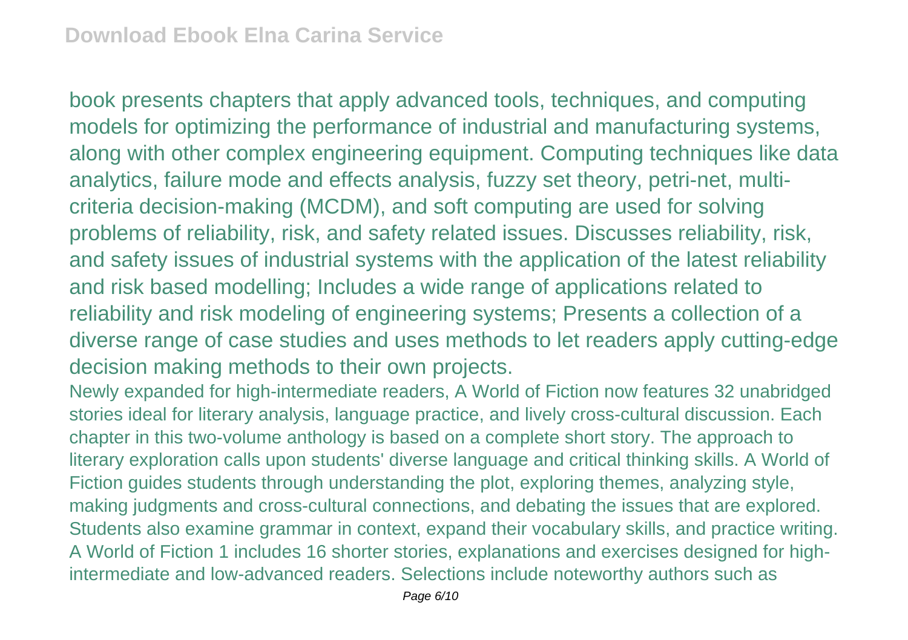book presents chapters that apply advanced tools, techniques, and computing models for optimizing the performance of industrial and manufacturing systems, along with other complex engineering equipment. Computing techniques like data analytics, failure mode and effects analysis, fuzzy set theory, petri-net, multi-criteria decision-making (MCDM), and soft computing are used for solving problems of reliability, risk, and safety related issues. Discusses reliability, risk, and safety issues of industrial systems with the application of the latest reliability and risk based modelling; Includes a wide range of applications related to reliability and risk modeling of engineering systems; Presents a collection of a diverse range of case studies and uses methods to let readers apply cutting-edge decision making methods to their own projects.

Newly expanded for high-intermediate readers, A World of Fiction now features 32 unabridged stories ideal for literary analysis, language practice, and lively cross-cultural discussion. Each chapter in this two-volume anthology is based on a complete short story. The approach to literary exploration calls upon students' diverse language and critical thinking skills. A World of Fiction guides students through understanding the plot, exploring themes, analyzing style, making judgments and cross-cultural connections, and debating the issues that are explored. Students also examine grammar in context, expand their vocabulary skills, and practice writing. A World of Fiction 1 includes 16 shorter stories, explanations and exercises designed for high-intermediate and low-advanced readers. Selections include noteworthy authors such as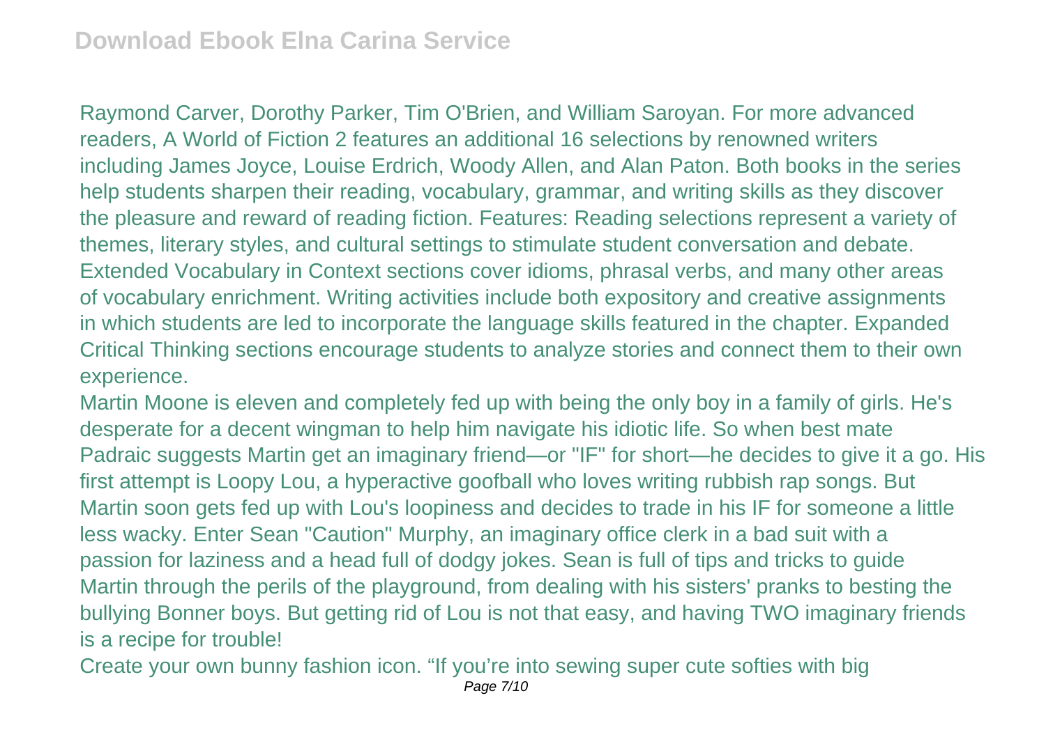Raymond Carver, Dorothy Parker, Tim O'Brien, and William Saroyan. For more advanced readers, A World of Fiction 2 features an additional 16 selections by renowned writers including James Joyce, Louise Erdrich, Woody Allen, and Alan Paton. Both books in the series help students sharpen their reading, vocabulary, grammar, and writing skills as they discover the pleasure and reward of reading fiction. Features: Reading selections represent a variety of themes, literary styles, and cultural settings to stimulate student conversation and debate. Extended Vocabulary in Context sections cover idioms, phrasal verbs, and many other areas of vocabulary enrichment. Writing activities include both expository and creative assignments in which students are led to incorporate the language skills featured in the chapter. Expanded Critical Thinking sections encourage students to analyze stories and connect them to their own experience.

Martin Moone is eleven and completely fed up with being the only boy in a family of girls. He's desperate for a decent wingman to help him navigate his idiotic life. So when best mate Padraic suggests Martin get an imaginary friend—or "IF" for short—he decides to give it a go. His first attempt is Loopy Lou, a hyperactive goofball who loves writing rubbish rap songs. But Martin soon gets fed up with Lou's loopiness and decides to trade in his IF for someone a little less wacky. Enter Sean "Caution" Murphy, an imaginary office clerk in a bad suit with a passion for laziness and a head full of dodgy jokes. Sean is full of tips and tricks to guide Martin through the perils of the playground, from dealing with his sisters' pranks to besting the bullying Bonner boys. But getting rid of Lou is not that easy, and having TWO imaginary friends is a recipe for trouble!

Create your own bunny fashion icon. “If you’re into sewing super cute softies with big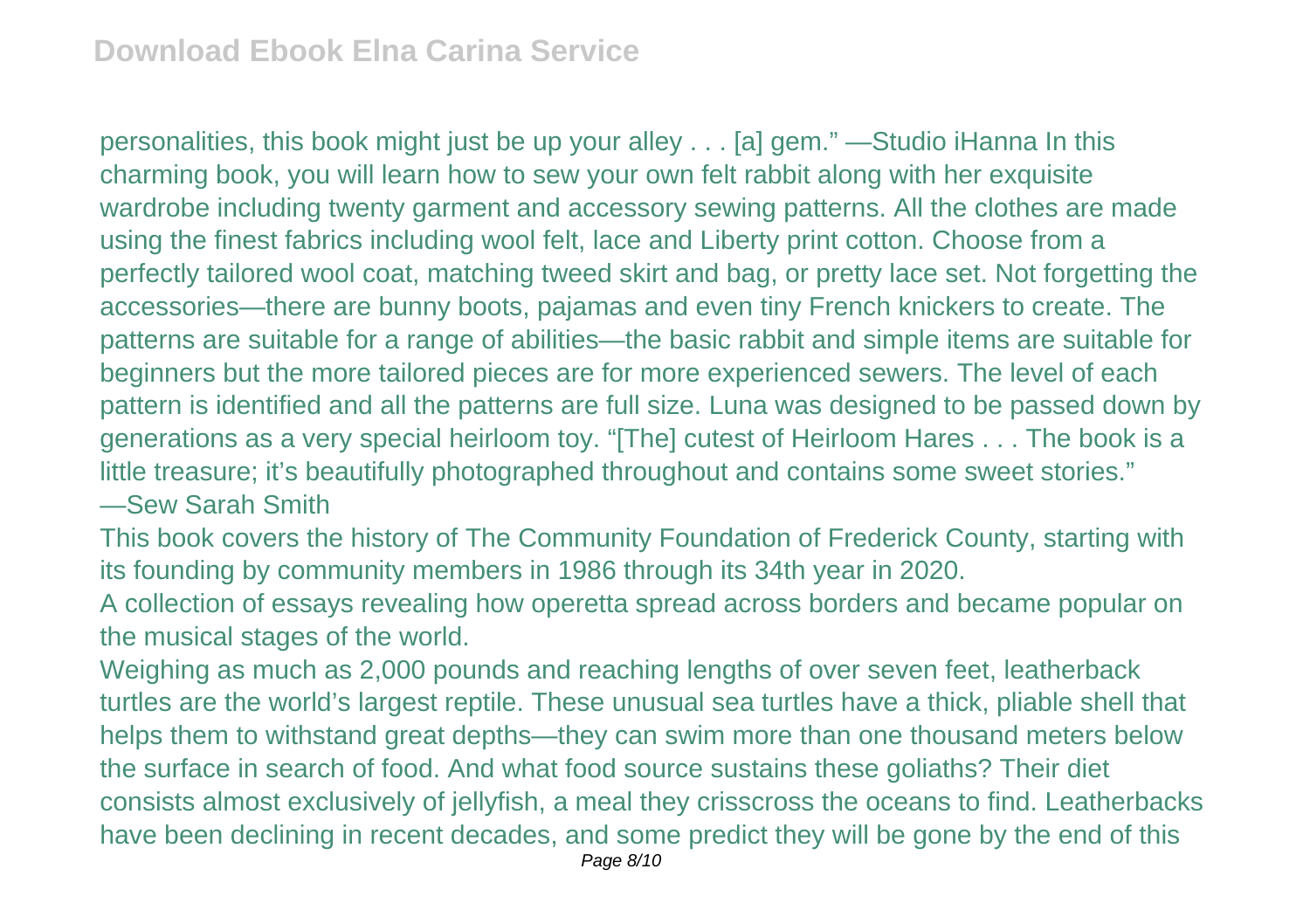personalities, this book might just be up your alley . . . [a] gem." —Studio iHanna In this charming book, you will learn how to sew your own felt rabbit along with her exquisite wardrobe including twenty garment and accessory sewing patterns. All the clothes are made using the finest fabrics including wool felt, lace and Liberty print cotton. Choose from a perfectly tailored wool coat, matching tweed skirt and bag, or pretty lace set. Not forgetting the accessories—there are bunny boots, pajamas and even tiny French knickers to create. The patterns are suitable for a range of abilities—the basic rabbit and simple items are suitable for beginners but the more tailored pieces are for more experienced sewers. The level of each pattern is identified and all the patterns are full size. Luna was designed to be passed down by generations as a very special heirloom toy. "[The] cutest of Heirloom Hares . . . The book is a little treasure; it's beautifully photographed throughout and contains some sweet stories." —Sew Sarah Smith

This book covers the history of The Community Foundation of Frederick County, starting with its founding by community members in 1986 through its 34th year in 2020.

A collection of essays revealing how operetta spread across borders and became popular on the musical stages of the world.

Weighing as much as 2,000 pounds and reaching lengths of over seven feet, leatherback turtles are the world's largest reptile. These unusual sea turtles have a thick, pliable shell that helps them to withstand great depths—they can swim more than one thousand meters below the surface in search of food. And what food source sustains these goliaths? Their diet consists almost exclusively of jellyfish, a meal they crisscross the oceans to find. Leatherbacks have been declining in recent decades, and some predict they will be gone by the end of this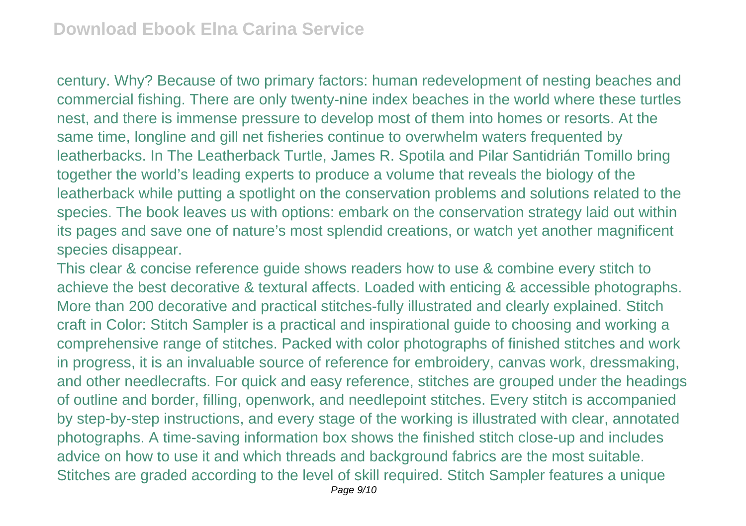century. Why? Because of two primary factors: human redevelopment of nesting beaches and commercial fishing. There are only twenty-nine index beaches in the world where these turtles nest, and there is immense pressure to develop most of them into homes or resorts. At the same time, longline and gill net fisheries continue to overwhelm waters frequented by leatherbacks. In The Leatherback Turtle, James R. Spotila and Pilar Santidrián Tomillo bring together the world's leading experts to produce a volume that reveals the biology of the leatherback while putting a spotlight on the conservation problems and solutions related to the species. The book leaves us with options: embark on the conservation strategy laid out within its pages and save one of nature's most splendid creations, or watch yet another magnificent species disappear.

This clear & concise reference guide shows readers how to use & combine every stitch to achieve the best decorative & textural affects. Loaded with enticing & accessible photographs. More than 200 decorative and practical stitches-fully illustrated and clearly explained. Stitch craft in Color: Stitch Sampler is a practical and inspirational guide to choosing and working a comprehensive range of stitches. Packed with color photographs of finished stitches and work in progress, it is an invaluable source of reference for embroidery, canvas work, dressmaking, and other needlecrafts. For quick and easy reference, stitches are grouped under the headings of outline and border, filling, openwork, and needlepoint stitches. Every stitch is accompanied by step-by-step instructions, and every stage of the working is illustrated with clear, annotated photographs. A time-saving information box shows the finished stitch close-up and includes advice on how to use it and which threads and background fabrics are the most suitable. Stitches are graded according to the level of skill required. Stitch Sampler features a unique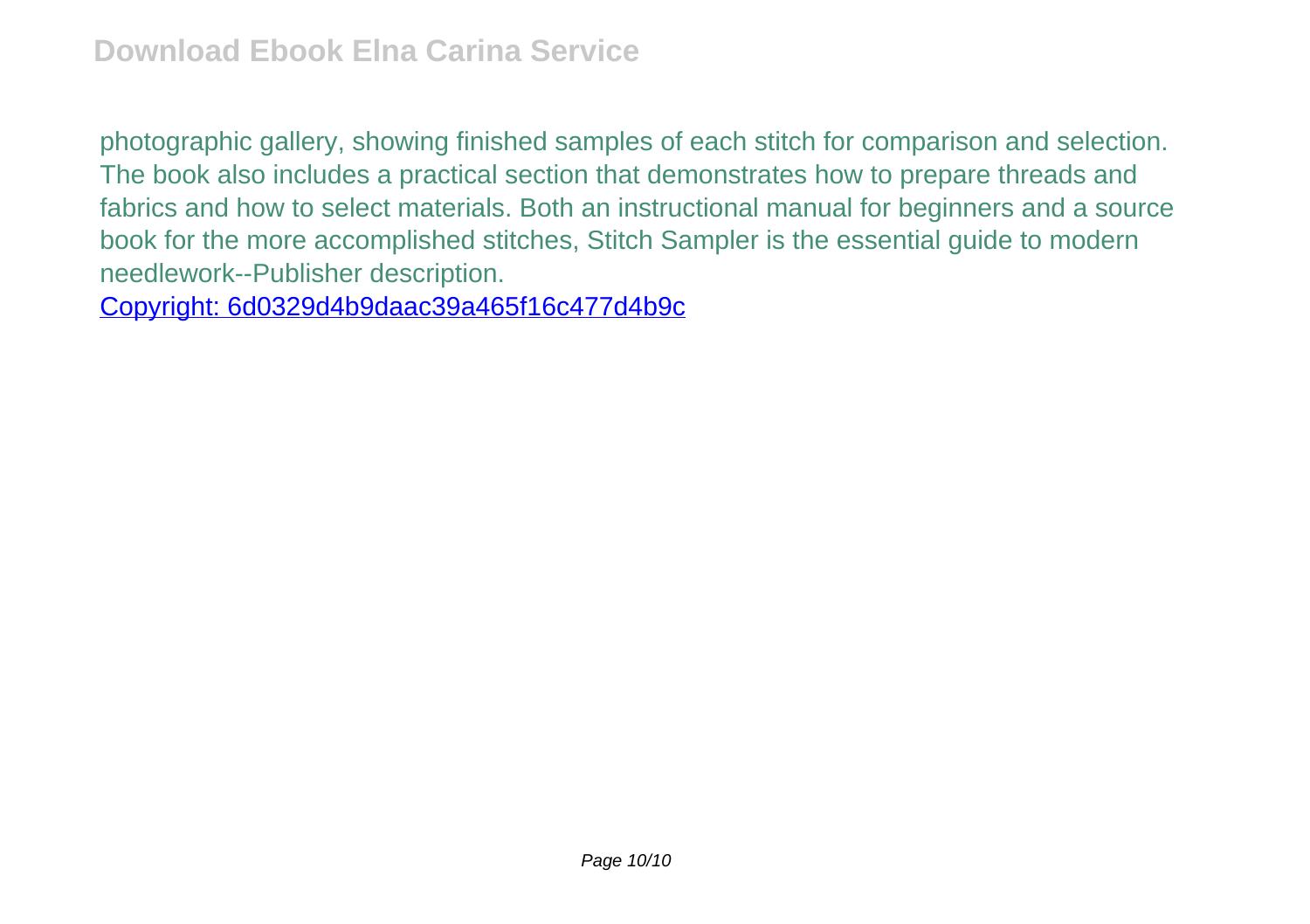photographic gallery, showing finished samples of each stitch for comparison and selection. The book also includes a practical section that demonstrates how to prepare threads and fabrics and how to select materials. Both an instructional manual for beginners and a source book for the more accomplished stitches, Stitch Sampler is the essential guide to modern needlework--Publisher description.

Copyright: 6d0329d4b9daac39a465f16c477d4b9c